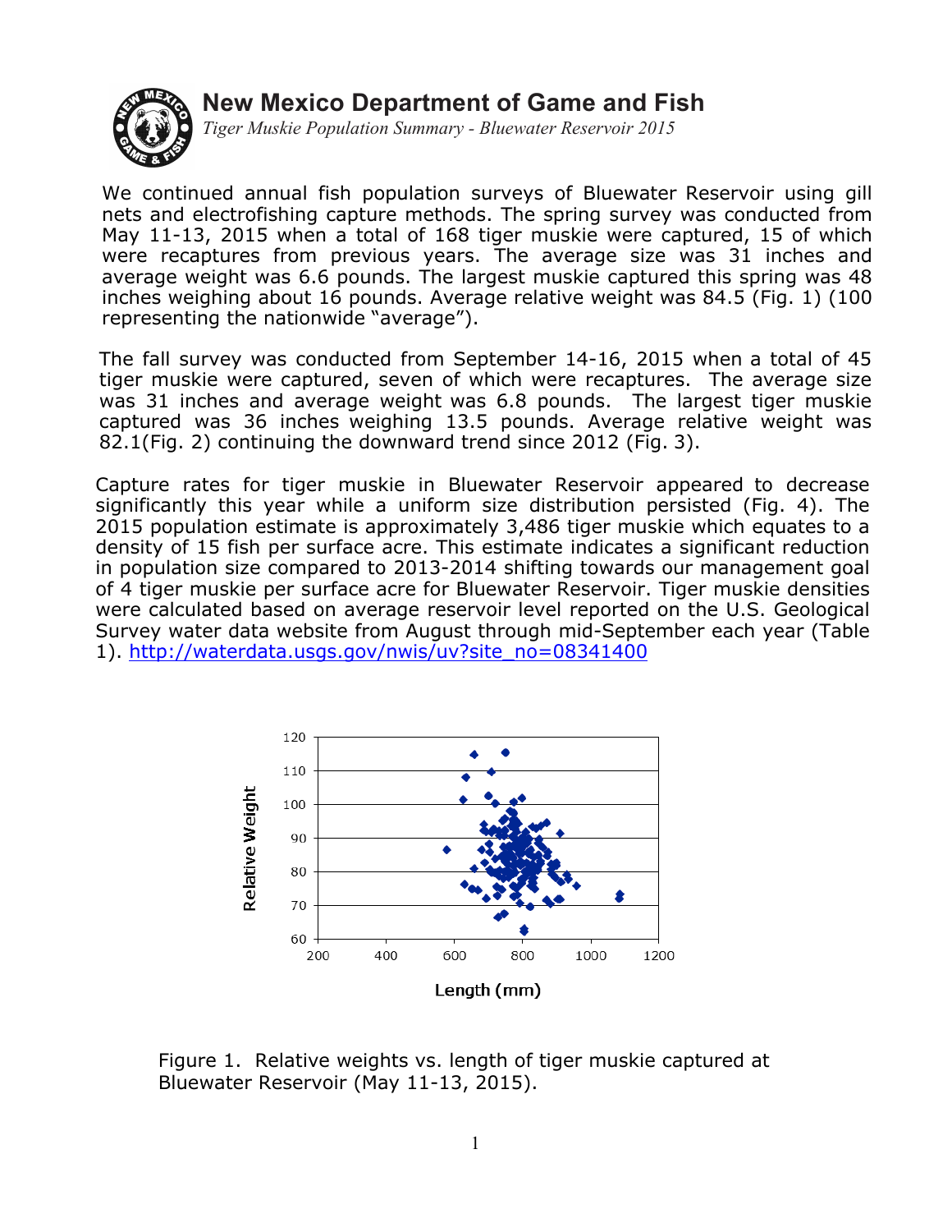# New Mexico Department of Game and Fish

*Tiger Muskie Population Summary - Bluewater Reservoir 2015*

We continued annual fish population surveys of Bluewater Reservoir using gill nets and electrofishing capture methods. The spring survey was conducted from May 11-13, 2015 when a total of 168 tiger muskie were captured, 15 of which were recaptures from previous years. The average size was 31 inches and average weight was 6.6 pounds. The largest muskie captured this spring was 48 inches weighing about 16 pounds. Average relative weight was 84.5 (Fig. 1) (100 representing the nationwide "average").

The fall survey was conducted from September 14-16, 2015 when a total of 45 tiger muskie were captured, seven of which were recaptures. The average size was 31 inches and average weight was 6.8 pounds. The largest tiger muskie captured was 36 inches weighing 13.5 pounds. Average relative weight was 82.1(Fig. 2) continuing the downward trend since 2012 (Fig. 3).

Capture rates for tiger muskie in Bluewater Reservoir appeared to decrease significantly this year while a uniform size distribution persisted (Fig. 4). The 2015 population estimate is approximately 3,486 tiger muskie which equates to a density of 15 fish per surface acre. This estimate indicates a significant reduction in population size compared to 2013-2014 shifting towards our management goal of 4 tiger muskie per surface acre for Bluewater Reservoir. Tiger muskie densities were calculated based on average reservoir level reported on the U.S. Geological Survey water data website from August through mid-September each year (Table 1). http://waterdata.usgs.gov/nwis/uv?site_no=08341400

Figure 1. Relative weights vs. length of tiger muskie captured at Bluewater Reservoir (May 11-13, 2015).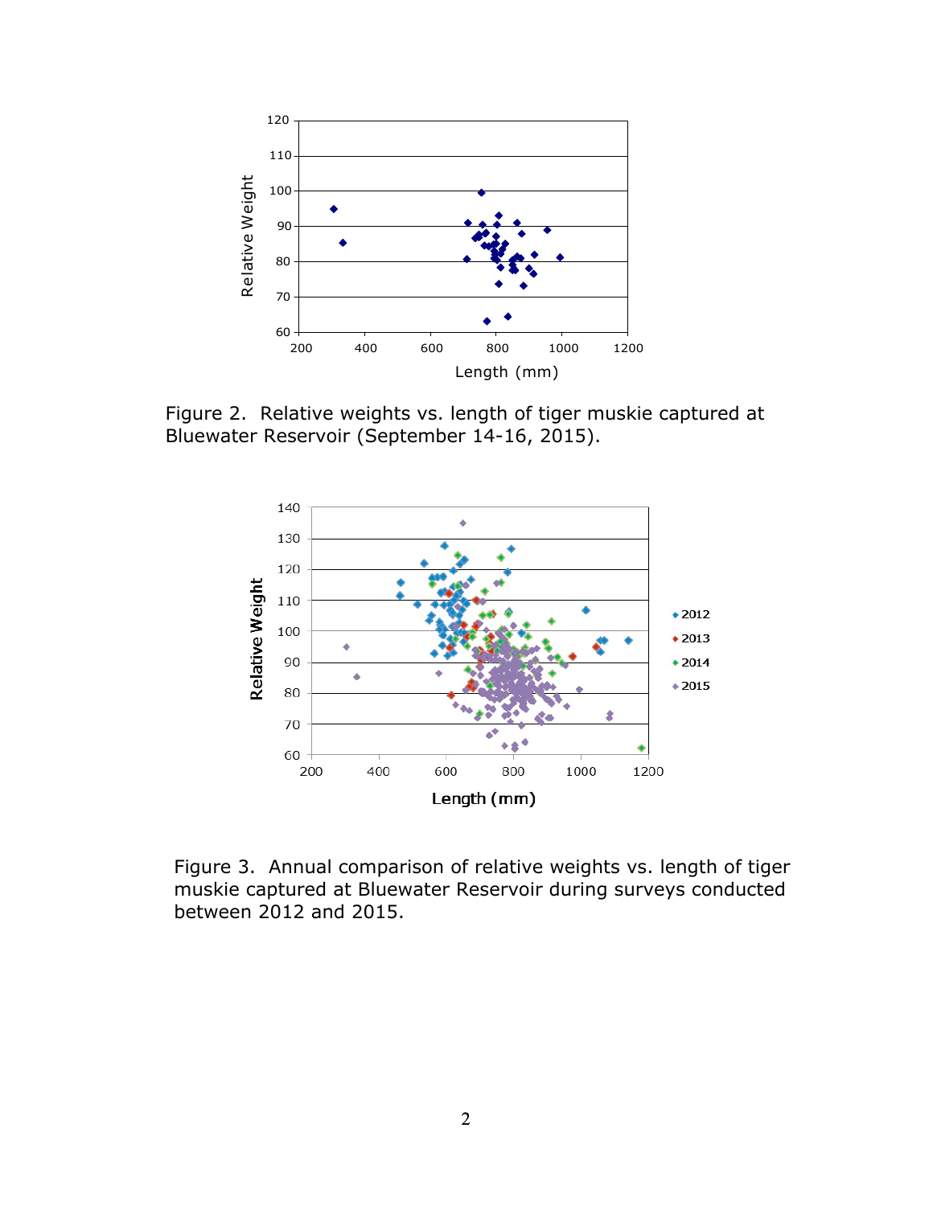Figure 2. Relative weights vs. length of tiger muskie captured at Bluewater Reservoir (September 14-16, 2015).

Figure 3. Annual comparison of relative weights vs. length of tiger muskie captured at Bluewater Reservoir during surveys conducted between 2012 and 2015.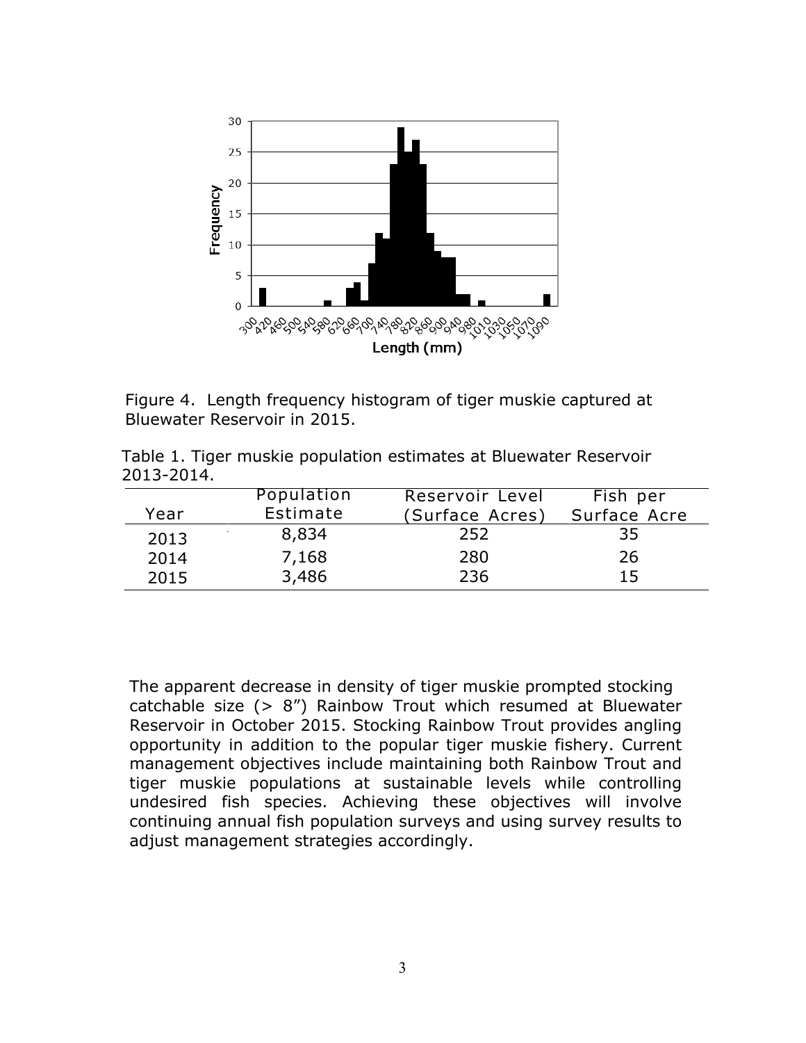30
25
20
15
10
5
0

Frequency

300 420 460 500 540 580 620 660 700 740 780 820 860 900 940 980 1010 1030 1050 1070 1090

Length (mm)

Figure 4. Length frequency histogram of tiger muskie captured at Bluewater Reservoir in 2015.

Table 1. Tiger muskie population estimates at Bluewater Reservoir 2013-2014.

| Year | Population Estimate | Reservoir Level (Surface Acres) | Fish per Surface Acre |
|---|---|---|---|
| 2013 | 8,834 | 252 | 35 |
| 2014 | 7,168 | 280 | 26 |
| 2015 | 3,486 | 236 | 15 |

The apparent decrease in density of tiger muskie prompted stocking catchable size (> 8") Rainbow Trout which resumed at Bluewater Reservoir in October 2015. Stocking Rainbow Trout provides angling opportunity in addition to the popular tiger muskie fishery. Current management objectives include maintaining both Rainbow Trout and tiger muskie populations at sustainable levels while controlling undesired fish species. Achieving these objectives will involve continuing annual fish population surveys and using survey results to adjust management strategies accordingly.